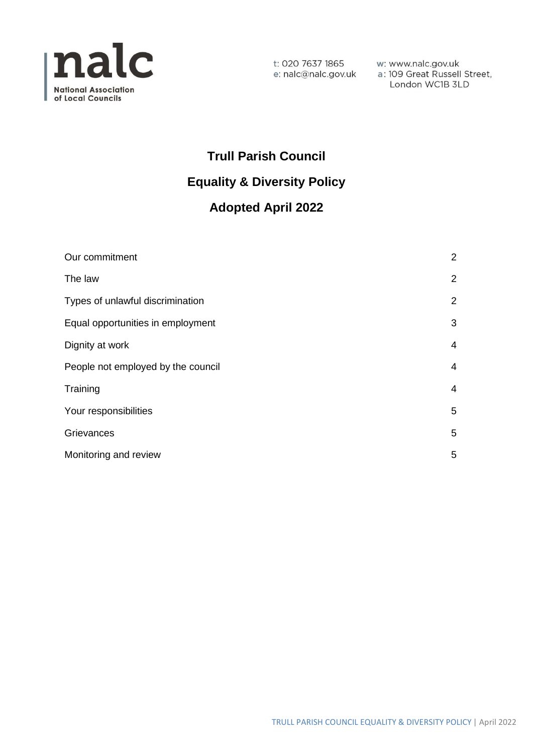nalc
National Association of Local Councils

t: 020 7637 1865
e: nalc@nalc.gov.uk

w: www.nalc.gov.uk
a: 109 Great Russell Street, London WC1B 3LD

# Trull Parish Council

## Equality & Diversity Policy

## Adopted April 2022

| | |
|---|---|
| Our commitment | 2 |
| The law | 2 |
| Types of unlawful discrimination | 2 |
| Equal opportunities in employment | 3 |
| Dignity at work | 4 |
| People not employed by the council | 4 |
| Training | 4 |
| Your responsibilities | 5 |
| Grievances | 5 |
| Monitoring and review | 5 |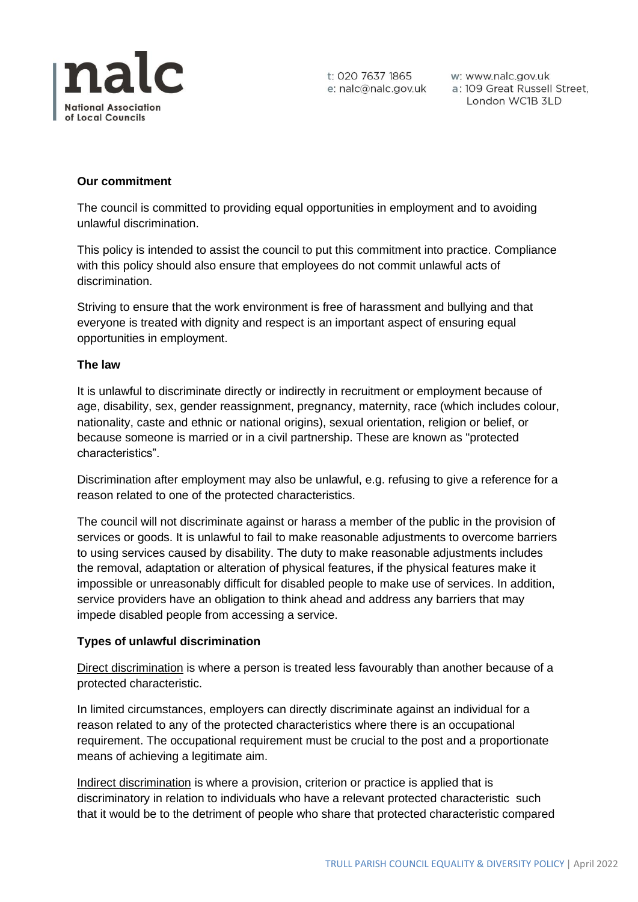**Our commitment**

The council is committed to providing equal opportunities in employment and to avoiding unlawful discrimination.

This policy is intended to assist the council to put this commitment into practice. Compliance with this policy should also ensure that employees do not commit unlawful acts of discrimination.

Striving to ensure that the work environment is free of harassment and bullying and that everyone is treated with dignity and respect is an important aspect of ensuring equal opportunities in employment.

**The law**

It is unlawful to discriminate directly or indirectly in recruitment or employment because of age, disability, sex, gender reassignment, pregnancy, maternity, race (which includes colour, nationality, caste and ethnic or national origins), sexual orientation, religion or belief, or because someone is married or in a civil partnership. These are known as "protected characteristics".

Discrimination after employment may also be unlawful, e.g. refusing to give a reference for a reason related to one of the protected characteristics.

The council will not discriminate against or harass a member of the public in the provision of services or goods. It is unlawful to fail to make reasonable adjustments to overcome barriers to using services caused by disability. The duty to make reasonable adjustments includes the removal, adaptation or alteration of physical features, if the physical features make it impossible or unreasonably difficult for disabled people to make use of services. In addition, service providers have an obligation to think ahead and address any barriers that may impede disabled people from accessing a service.

**Types of unlawful discrimination**

Direct discrimination is where a person is treated less favourably than another because of a protected characteristic.

In limited circumstances, employers can directly discriminate against an individual for a reason related to any of the protected characteristics where there is an occupational requirement. The occupational requirement must be crucial to the post and a proportionate means of achieving a legitimate aim.

Indirect discrimination is where a provision, criterion or practice is applied that is discriminatory in relation to individuals who have a relevant protected characteristic such that it would be to the detriment of people who share that protected characteristic compared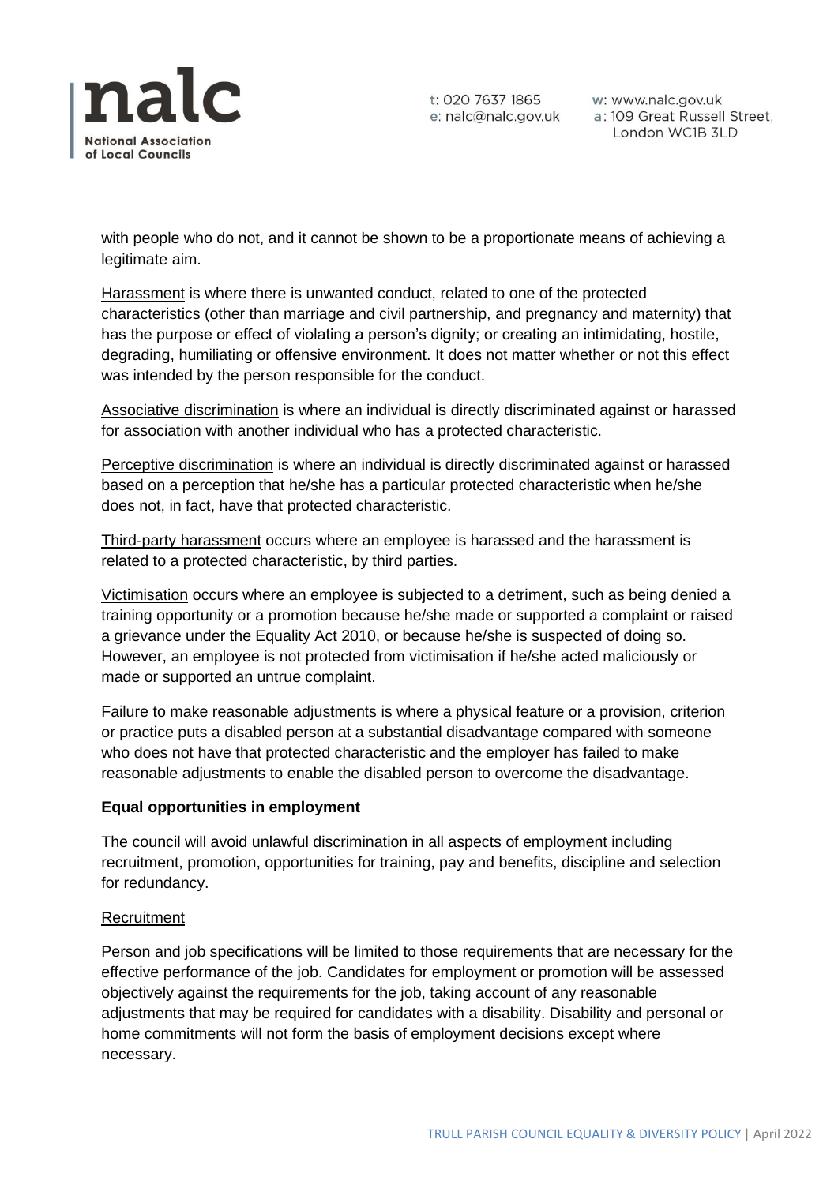with people who do not, and it cannot be shown to be a proportionate means of achieving a legitimate aim.

Harassment is where there is unwanted conduct, related to one of the protected characteristics (other than marriage and civil partnership, and pregnancy and maternity) that has the purpose or effect of violating a person's dignity; or creating an intimidating, hostile, degrading, humiliating or offensive environment. It does not matter whether or not this effect was intended by the person responsible for the conduct.

Associative discrimination is where an individual is directly discriminated against or harassed for association with another individual who has a protected characteristic.

Perceptive discrimination is where an individual is directly discriminated against or harassed based on a perception that he/she has a particular protected characteristic when he/she does not, in fact, have that protected characteristic.

Third-party harassment occurs where an employee is harassed and the harassment is related to a protected characteristic, by third parties.

Victimisation occurs where an employee is subjected to a detriment, such as being denied a training opportunity or a promotion because he/she made or supported a complaint or raised a grievance under the Equality Act 2010, or because he/she is suspected of doing so. However, an employee is not protected from victimisation if he/she acted maliciously or made or supported an untrue complaint.

Failure to make reasonable adjustments is where a physical feature or a provision, criterion or practice puts a disabled person at a substantial disadvantage compared with someone who does not have that protected characteristic and the employer has failed to make reasonable adjustments to enable the disabled person to overcome the disadvantage.

**Equal opportunities in employment**

The council will avoid unlawful discrimination in all aspects of employment including recruitment, promotion, opportunities for training, pay and benefits, discipline and selection for redundancy.

Recruitment

Person and job specifications will be limited to those requirements that are necessary for the effective performance of the job. Candidates for employment or promotion will be assessed objectively against the requirements for the job, taking account of any reasonable adjustments that may be required for candidates with a disability. Disability and personal or home commitments will not form the basis of employment decisions except where necessary.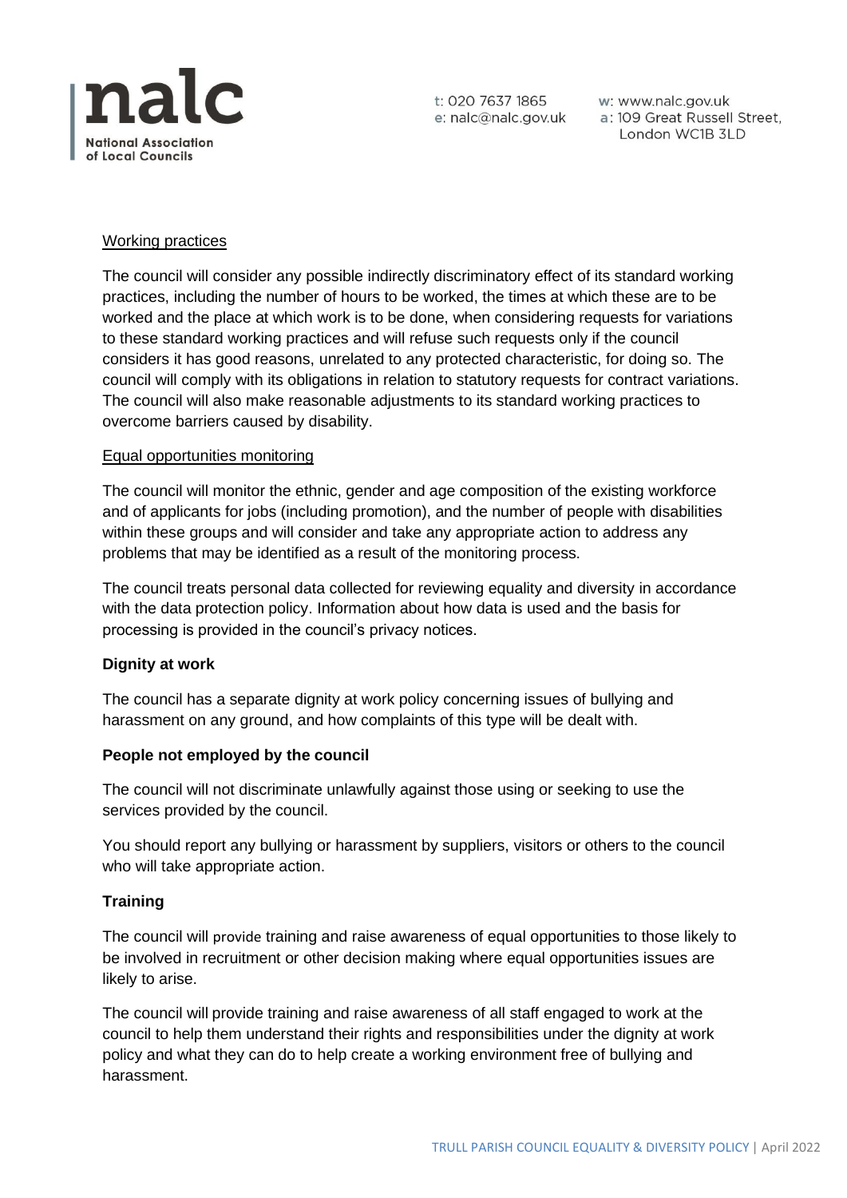Working practices

The council will consider any possible indirectly discriminatory effect of its standard working practices, including the number of hours to be worked, the times at which these are to be worked and the place at which work is to be done, when considering requests for variations to these standard working practices and will refuse such requests only if the council considers it has good reasons, unrelated to any protected characteristic, for doing so. The council will comply with its obligations in relation to statutory requests for contract variations. The council will also make reasonable adjustments to its standard working practices to overcome barriers caused by disability.

Equal opportunities monitoring

The council will monitor the ethnic, gender and age composition of the existing workforce and of applicants for jobs (including promotion), and the number of people with disabilities within these groups and will consider and take any appropriate action to address any problems that may be identified as a result of the monitoring process.

The council treats personal data collected for reviewing equality and diversity in accordance with the data protection policy. Information about how data is used and the basis for processing is provided in the council's privacy notices.

**Dignity at work**

The council has a separate dignity at work policy concerning issues of bullying and harassment on any ground, and how complaints of this type will be dealt with.

**People not employed by the council**

The council will not discriminate unlawfully against those using or seeking to use the services provided by the council.

You should report any bullying or harassment by suppliers, visitors or others to the council who will take appropriate action.

**Training**

The council will provide training and raise awareness of equal opportunities to those likely to be involved in recruitment or other decision making where equal opportunities issues are likely to arise.

The council will provide training and raise awareness of all staff engaged to work at the council to help them understand their rights and responsibilities under the dignity at work policy and what they can do to help create a working environment free of bullying and harassment.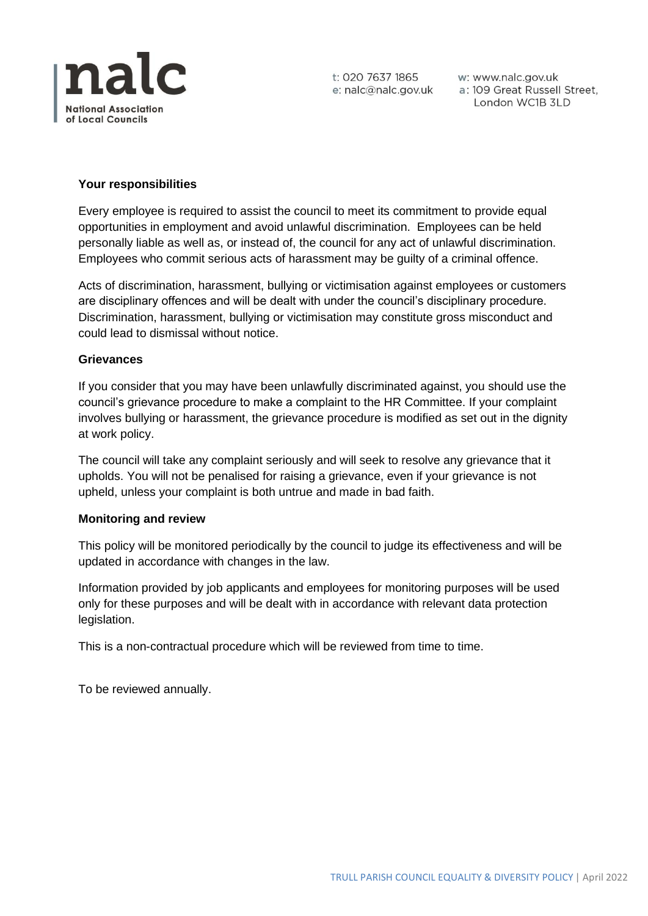### Your responsibilities

Every employee is required to assist the council to meet its commitment to provide equal opportunities in employment and avoid unlawful discrimination. Employees can be held personally liable as well as, or instead of, the council for any act of unlawful discrimination. Employees who commit serious acts of harassment may be guilty of a criminal offence.

Acts of discrimination, harassment, bullying or victimisation against employees or customers are disciplinary offences and will be dealt with under the council's disciplinary procedure. Discrimination, harassment, bullying or victimisation may constitute gross misconduct and could lead to dismissal without notice.

### Grievances

If you consider that you may have been unlawfully discriminated against, you should use the council's grievance procedure to make a complaint to the HR Committee. If your complaint involves bullying or harassment, the grievance procedure is modified as set out in the dignity at work policy.

The council will take any complaint seriously and will seek to resolve any grievance that it upholds. You will not be penalised for raising a grievance, even if your grievance is not upheld, unless your complaint is both untrue and made in bad faith.

### Monitoring and review

This policy will be monitored periodically by the council to judge its effectiveness and will be updated in accordance with changes in the law.

Information provided by job applicants and employees for monitoring purposes will be used only for these purposes and will be dealt with in accordance with relevant data protection legislation.

This is a non-contractual procedure which will be reviewed from time to time.

To be reviewed annually.